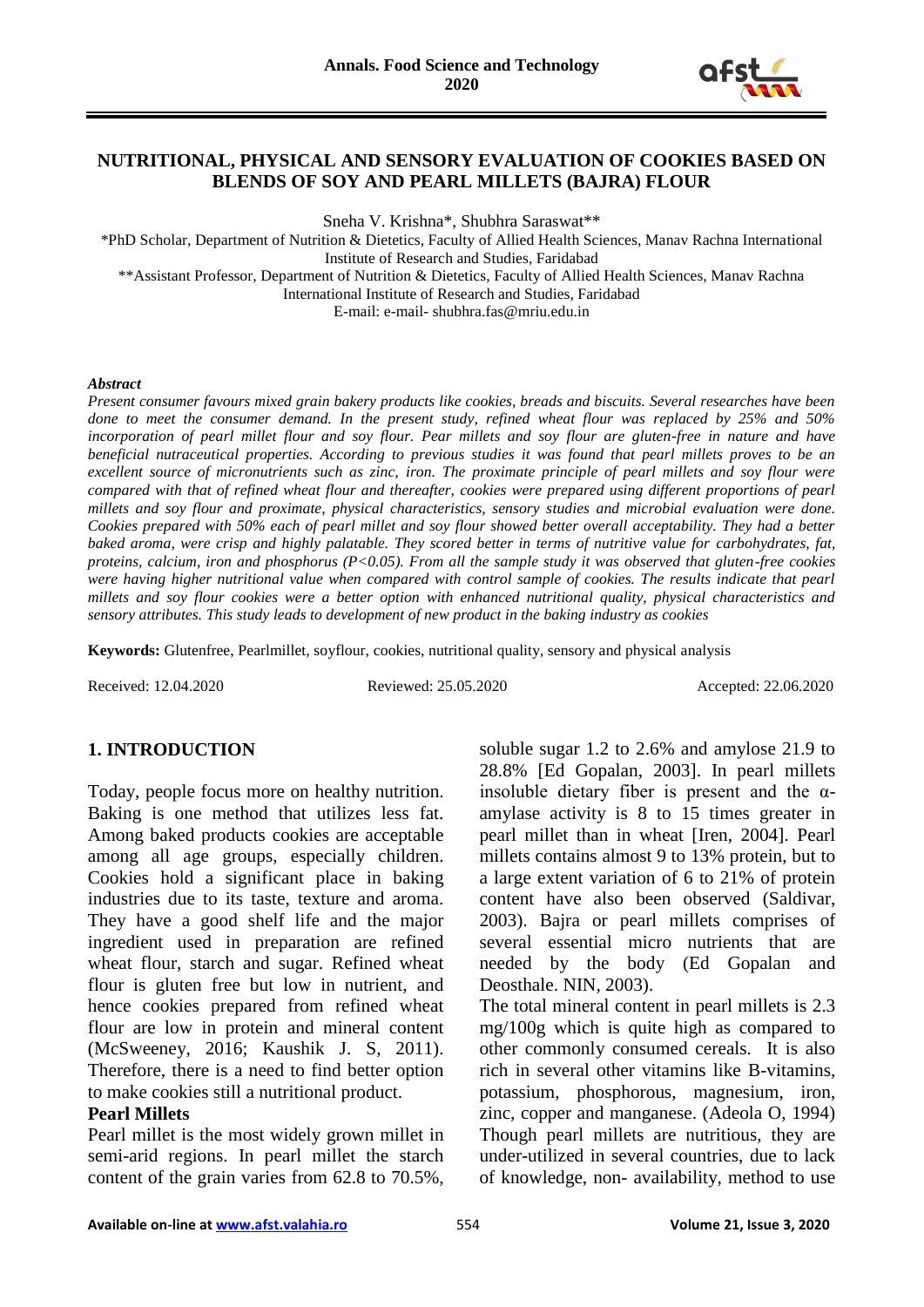# NUTRITIONAL, PHYSICAL AND SENSORY EVALUATION OF COOKIES BASED ON BLENDS OF SOY AND PEARL MILLETS (BAJRA) FLOUR

Sneha V. Krishna*, Shubhra Saraswat**

*PhD Scholar, Department of Nutrition & Dietetics, Faculty of Allied Health Sciences, Manav Rachna International Institute of Research and Studies, Faridabad

**Assistant Professor, Department of Nutrition & Dietetics, Faculty of Allied Health Sciences, Manav Rachna International Institute of Research and Studies, Faridabad

E-mail: e-mail- shubhra.fas@mriu.edu.in

***Abstract***

*Present consumer favours mixed grain bakery products like cookies, breads and biscuits. Several researches have been done to meet the consumer demand. In the present study, refined wheat flour was replaced by 25% and 50% incorporation of pearl millet flour and soy flour. Pear millets and soy flour are gluten-free in nature and have beneficial nutraceutical properties. According to previous studies it was found that pearl millets proves to be an excellent source of micronutrients such as zinc, iron. The proximate principle of pearl millets and soy flour were compared with that of refined wheat flour and thereafter, cookies were prepared using different proportions of pearl millets and soy flour and proximate, physical characteristics, sensory studies and microbial evaluation were done. Cookies prepared with 50% each of pearl millet and soy flour showed better overall acceptability. They had a better baked aroma, were crisp and highly palatable. They scored better in terms of nutritive value for carbohydrates, fat, proteins, calcium, iron and phosphorus (P<0.05). From all the sample study it was observed that gluten-free cookies were having higher nutritional value when compared with control sample of cookies. The results indicate that pearl millets and soy flour cookies were a better option with enhanced nutritional quality, physical characteristics and sensory attributes. This study leads to development of new product in the baking industry as cookies*

**Keywords:** Glutenfree, Pearlmillet, soyflour, cookies, nutritional quality, sensory and physical analysis

Received: 12.04.2020 Reviewed: 25.05.2020 Accepted: 22.06.2020

## 1. INTRODUCTION

Today, people focus more on healthy nutrition. Baking is one method that utilizes less fat. Among baked products cookies are acceptable among all age groups, especially children. Cookies hold a significant place in baking industries due to its taste, texture and aroma. They have a good shelf life and the major ingredient used in preparation are refined wheat flour, starch and sugar. Refined wheat flour is gluten free but low in nutrient, and hence cookies prepared from refined wheat flour are low in protein and mineral content (McSweeney, 2016; Kaushik J. S, 2011). Therefore, there is a need to find better option to make cookies still a nutritional product.

**Pearl Millets**

Pearl millet is the most widely grown millet in semi-arid regions. In pearl millet the starch content of the grain varies from 62.8 to 70.5%, soluble sugar 1.2 to 2.6% and amylose 21.9 to 28.8% [Ed Gopalan, 2003]. In pearl millets insoluble dietary fiber is present and the α-amylase activity is 8 to 15 times greater in pearl millet than in wheat [Iren, 2004]. Pearl millets contains almost 9 to 13% protein, but to a large extent variation of 6 to 21% of protein content have also been observed (Saldivar, 2003). Bajra or pearl millets comprises of several essential micro nutrients that are needed by the body (Ed Gopalan and Deosthale. NIN, 2003).

The total mineral content in pearl millets is 2.3 mg/100g which is quite high as compared to other commonly consumed cereals. It is also rich in several other vitamins like B-vitamins, potassium, phosphorous, magnesium, iron, zinc, copper and manganese. (Adeola O, 1994) Though pearl millets are nutritious, they are under-utilized in several countries, due to lack of knowledge, non- availability, method to use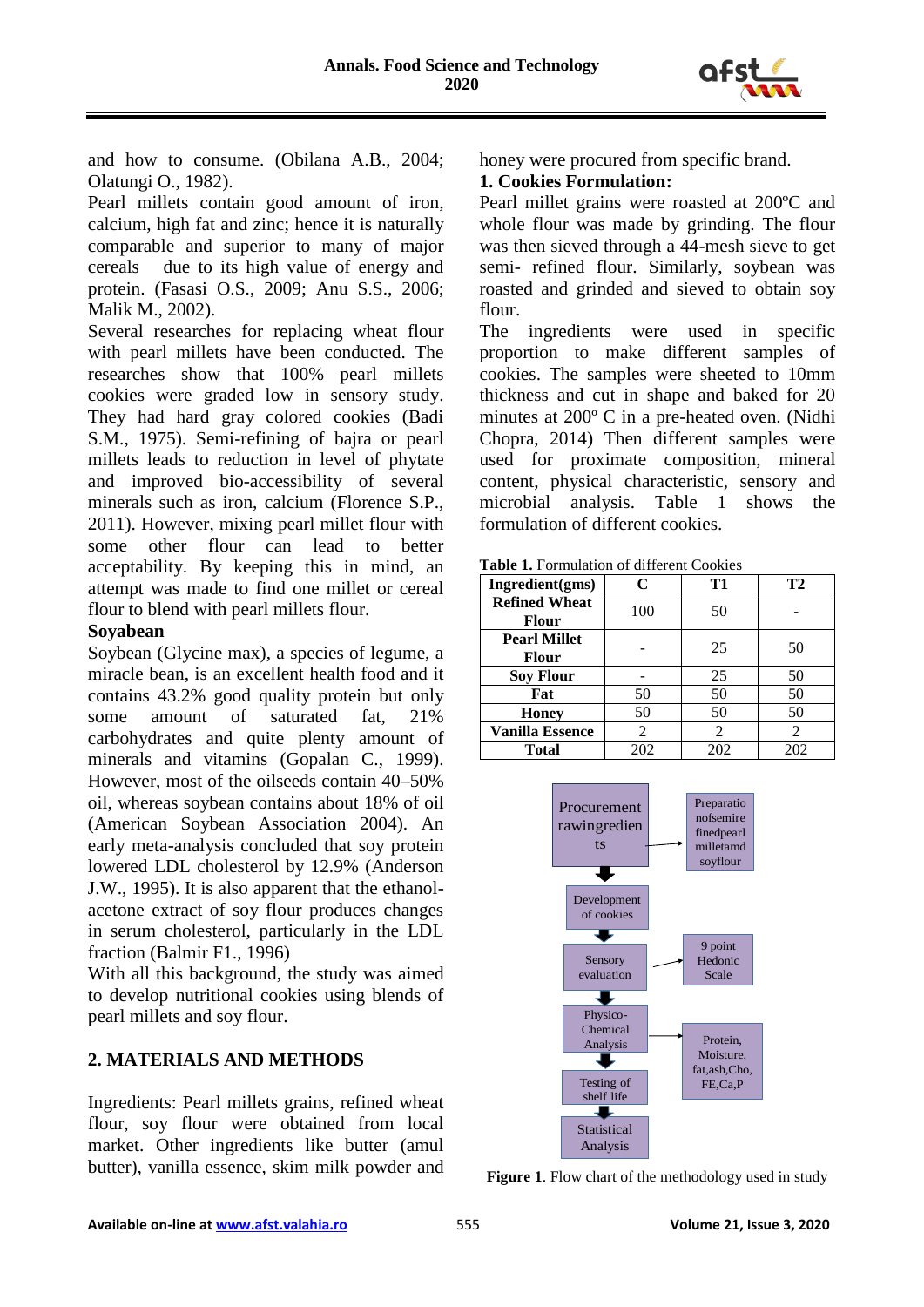and how to consume. (Obilana A.B., 2004; Olatungi O., 1982).

Pearl millets contain good amount of iron, calcium, high fat and zinc; hence it is naturally comparable and superior to many of major cereals due to its high value of energy and protein. (Fasasi O.S., 2009; Anu S.S., 2006; Malik M., 2002).

Several researches for replacing wheat flour with pearl millets have been conducted. The researches show that 100% pearl millets cookies were graded low in sensory study. They had hard gray colored cookies (Badi S.M., 1975). Semi-refining of bajra or pearl millets leads to reduction in level of phytate and improved bio-accessibility of several minerals such as iron, calcium (Florence S.P., 2011). However, mixing pearl millet flour with some other flour can lead to better acceptability. By keeping this in mind, an attempt was made to find one millet or cereal flour to blend with pearl millets flour.

**Soyabean**

Soybean (Glycine max), a species of legume, a miracle bean, is an excellent health food and it contains 43.2% good quality protein but only some amount of saturated fat, 21% carbohydrates and quite plenty amount of minerals and vitamins (Gopalan C., 1999). However, most of the oilseeds contain 40–50% oil, whereas soybean contains about 18% of oil (American Soybean Association 2004). An early meta-analysis concluded that soy protein lowered LDL cholesterol by 12.9% (Anderson J.W., 1995). It is also apparent that the ethanol-acetone extract of soy flour produces changes in serum cholesterol, particularly in the LDL fraction (Balmir F1., 1996)

With all this background, the study was aimed to develop nutritional cookies using blends of pearl millets and soy flour.

## 2. MATERIALS AND METHODS

Ingredients: Pearl millets grains, refined wheat flour, soy flour were obtained from local market. Other ingredients like butter (amul butter), vanilla essence, skim milk powder and honey were procured from specific brand.

**1. Cookies Formulation:**

Pearl millet grains were roasted at 200ºC and whole flour was made by grinding. The flour was then sieved through a 44-mesh sieve to get semi- refined flour. Similarly, soybean was roasted and grinded and sieved to obtain soy flour.

The ingredients were used in specific proportion to make different samples of cookies. The samples were sheeted to 10mm thickness and cut in shape and baked for 20 minutes at 200º C in a pre-heated oven. (Nidhi Chopra, 2014) Then different samples were used for proximate composition, mineral content, physical characteristic, sensory and microbial analysis. Table 1 shows the formulation of different cookies.

**Table 1.** Formulation of different Cookies

| Ingredient(gms) | C | T1 | T2 |
|---|---|---|---|
| **Refined Wheat Flour** | 100 | 50 | - |
| **Pearl Millet Flour** | - | 25 | 50 |
| **Soy Flour** | - | 25 | 50 |
| **Fat** | 50 | 50 | 50 |
| **Honey** | 50 | 50 | 50 |
| **Vanilla Essence** | 2 | 2 | 2 |
| **Total** | 202 | 202 | 202 |

Procurement rawingredients → Preparationofsemirefinedpearl milletamd soyflour

Development of cookies

Sensory evaluation → 9 point Hedonic Scale

Physico-Chemical Analysis → Protein, Moisture, fat,ash,Cho, FE,Ca,P

Testing of shelf life

Statistical Analysis

**Figure 1**. Flow chart of the methodology used in study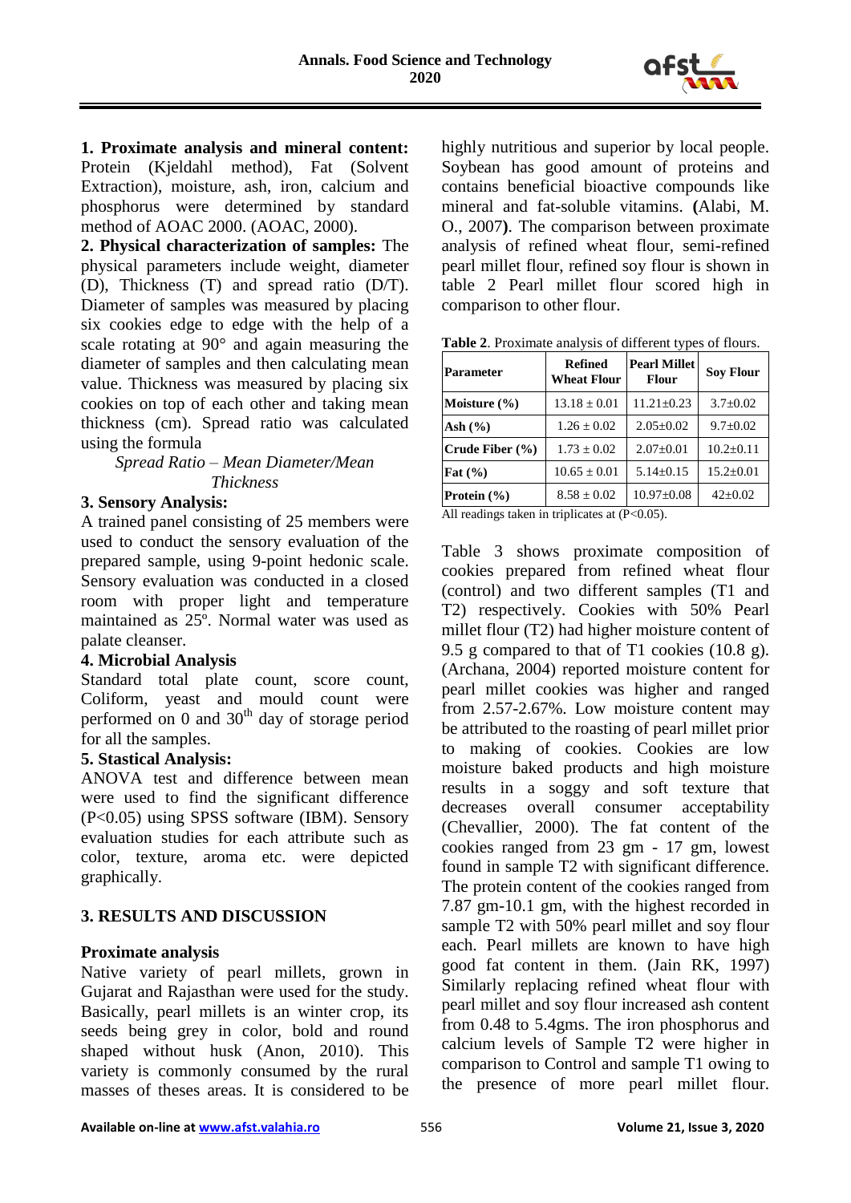**1. Proximate analysis and mineral content:** Protein (Kjeldahl method), Fat (Solvent Extraction), moisture, ash, iron, calcium and phosphorus were determined by standard method of AOAC 2000. (AOAC, 2000).

**2. Physical characterization of samples:** The physical parameters include weight, diameter (D), Thickness (T) and spread ratio (D/T). Diameter of samples was measured by placing six cookies edge to edge with the help of a scale rotating at 90° and again measuring the diameter of samples and then calculating mean value. Thickness was measured by placing six cookies on top of each other and taking mean thickness (cm). Spread ratio was calculated using the formula

*Spread Ratio – Mean Diameter/Mean Thickness*

**3. Sensory Analysis:**

A trained panel consisting of 25 members were used to conduct the sensory evaluation of the prepared sample, using 9-point hedonic scale. Sensory evaluation was conducted in a closed room with proper light and temperature maintained as 25º. Normal water was used as palate cleanser.

**4. Microbial Analysis**

Standard total plate count, score count, Coliform, yeast and mould count were performed on 0 and 30th day of storage period for all the samples.

**5. Stastical Analysis:**

ANOVA test and difference between mean were used to find the significant difference (P<0.05) using SPSS software (IBM). Sensory evaluation studies for each attribute such as color, texture, aroma etc. were depicted graphically.

## 3. RESULTS AND DISCUSSION

### Proximate analysis

Native variety of pearl millets, grown in Gujarat and Rajasthan were used for the study. Basically, pearl millets is an winter crop, its seeds being grey in color, bold and round shaped without husk (Anon, 2010). This variety is commonly consumed by the rural masses of theses areas. It is considered to be highly nutritious and superior by local people. Soybean has good amount of proteins and contains beneficial bioactive compounds like mineral and fat-soluble vitamins. **(**Alabi, M. O., 2007**)**. The comparison between proximate analysis of refined wheat flour, semi-refined pearl millet flour, refined soy flour is shown in table 2 Pearl millet flour scored high in comparison to other flour.

**Table 2**. Proximate analysis of different types of flours.

| Parameter | Refined Wheat Flour | Pearl Millet Flour | Soy Flour |
|---|---|---|---|
| Moisture (%) | 13.18 ± 0.01 | 11.21±0.23 | 3.7±0.02 |
| Ash (%) | 1.26 ± 0.02 | 2.05±0.02 | 9.7±0.02 |
| Crude Fiber (%) | 1.73 ± 0.02 | 2.07±0.01 | 10.2±0.11 |
| Fat (%) | 10.65 ± 0.01 | 5.14±0.15 | 15.2±0.01 |
| Protein (%) | 8.58 ± 0.02 | 10.97±0.08 | 42±0.02 |

All readings taken in triplicates at (P<0.05).

Table 3 shows proximate composition of cookies prepared from refined wheat flour (control) and two different samples (T1 and T2) respectively. Cookies with 50% Pearl millet flour (T2) had higher moisture content of 9.5 g compared to that of T1 cookies (10.8 g). (Archana, 2004) reported moisture content for pearl millet cookies was higher and ranged from 2.57-2.67%. Low moisture content may be attributed to the roasting of pearl millet prior to making of cookies. Cookies are low moisture baked products and high moisture results in a soggy and soft texture that decreases overall consumer acceptability (Chevallier, 2000). The fat content of the cookies ranged from 23 gm - 17 gm, lowest found in sample T2 with significant difference. The protein content of the cookies ranged from 7.87 gm-10.1 gm, with the highest recorded in sample T2 with 50% pearl millet and soy flour each. Pearl millets are known to have high good fat content in them. (Jain RK, 1997) Similarly replacing refined wheat flour with pearl millet and soy flour increased ash content from 0.48 to 5.4gms. The iron phosphorus and calcium levels of Sample T2 were higher in comparison to Control and sample T1 owing to the presence of more pearl millet flour.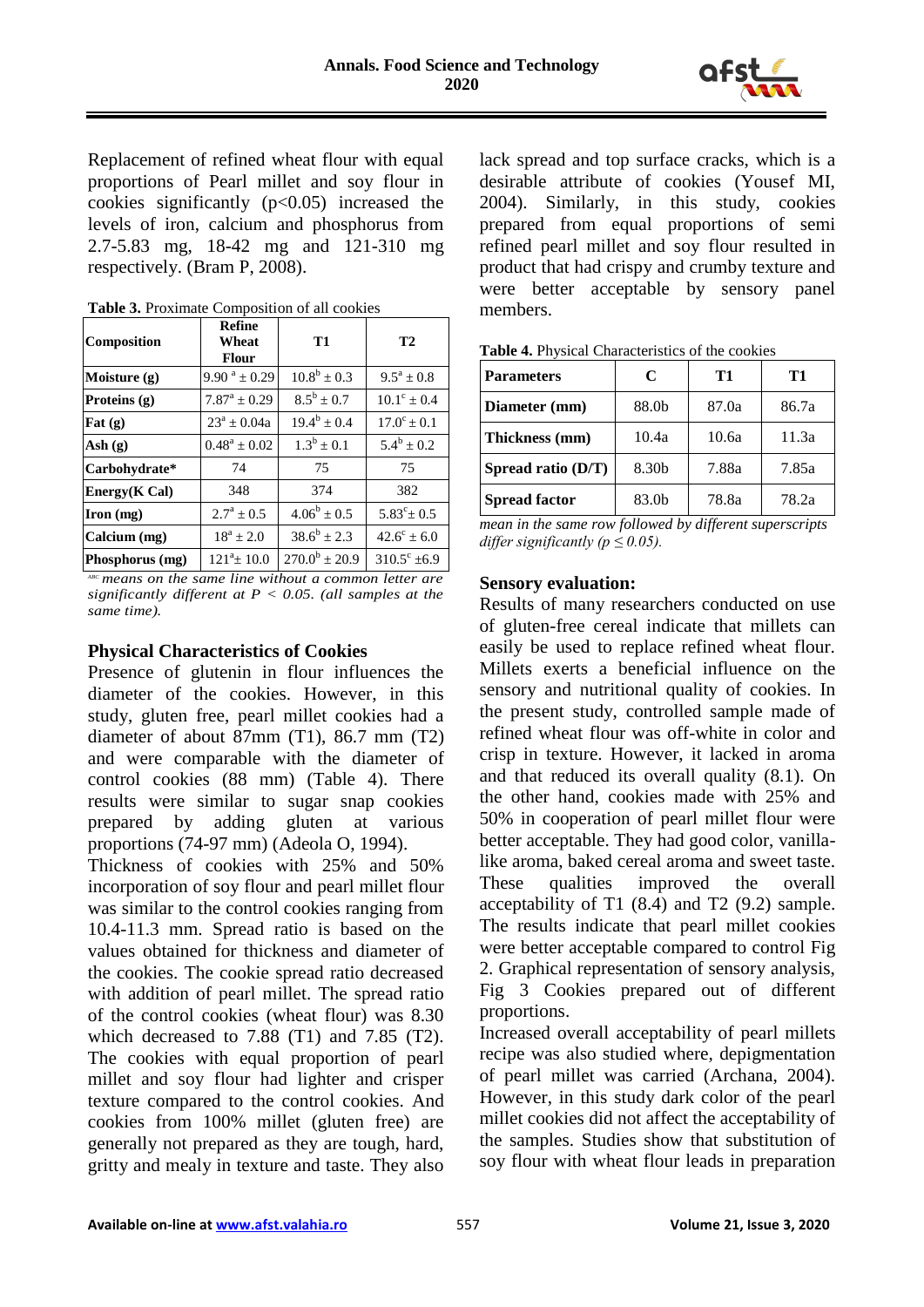Replacement of refined wheat flour with equal proportions of Pearl millet and soy flour in cookies significantly (p<0.05) increased the levels of iron, calcium and phosphorus from 2.7-5.83 mg, 18-42 mg and 121-310 mg respectively. (Bram P, 2008).

**Table 3.** Proximate Composition of all cookies

| Composition | Refine Wheat Flour | T1 | T2 |
|---|---|---|---|
| **Moisture (g)** | $9.90^{a} \pm 0.29$ | $10.8^{b} \pm 0.3$ | $9.5^{a} \pm 0.8$ |
| **Proteins (g)** | $7.87^{a} \pm 0.29$ | $8.5^{b} \pm 0.7$ | $10.1^{c} \pm 0.4$ |
| **Fat (g)** | $23^{a} \pm 0.04$a | $19.4^{b} \pm 0.4$ | $17.0^{c} \pm 0.1$ |
| **Ash (g)** | $0.48^{a} \pm 0.02$ | $1.3^{b} \pm 0.1$ | $5.4^{b} \pm 0.2$ |
| **Carbohydrate*** | 74 | 75 | 75 |
| **Energy(K Cal)** | 348 | 374 | 382 |
| **Iron (mg)** | $2.7^{a} \pm 0.5$ | $4.06^{b} \pm 0.5$ | $5.83^{c} \pm 0.5$ |
| **Calcium (mg)** | $18^{a} \pm 2.0$ | $38.6^{b} \pm 2.3$ | $42.6^{c} \pm 6.0$ |
| **Phosphorus (mg)** | $121^{a} \pm 10.0$ | $270.0^{b} \pm 20.9$ | $310.5^{c} \pm 6.9$ |

*ABC means on the same line without a common letter are significantly different at P < 0.05. (all samples at the same time).*

### Physical Characteristics of Cookies

Presence of glutenin in flour influences the diameter of the cookies. However, in this study, gluten free, pearl millet cookies had a diameter of about 87mm (T1), 86.7 mm (T2) and were comparable with the diameter of control cookies (88 mm) (Table 4). There results were similar to sugar snap cookies prepared by adding gluten at various proportions (74-97 mm) (Adeola O, 1994).

Thickness of cookies with 25% and 50% incorporation of soy flour and pearl millet flour was similar to the control cookies ranging from 10.4-11.3 mm. Spread ratio is based on the values obtained for thickness and diameter of the cookies. The cookie spread ratio decreased with addition of pearl millet. The spread ratio of the control cookies (wheat flour) was 8.30 which decreased to 7.88 (T1) and 7.85 (T2). The cookies with equal proportion of pearl millet and soy flour had lighter and crisper texture compared to the control cookies. And cookies from 100% millet (gluten free) are generally not prepared as they are tough, hard, gritty and mealy in texture and taste. They also lack spread and top surface cracks, which is a desirable attribute of cookies (Yousef MI, 2004). Similarly, in this study, cookies prepared from equal proportions of semi refined pearl millet and soy flour resulted in product that had crispy and crumby texture and were better acceptable by sensory panel members.

**Table 4.** Physical Characteristics of the cookies

| Parameters | C | T1 | T1 |
|---|---|---|---|
| **Diameter (mm)** | 88.0b | 87.0a | 86.7a |
| **Thickness (mm)** | 10.4a | 10.6a | 11.3a |
| **Spread ratio (D/T)** | 8.30b | 7.88a | 7.85a |
| **Spread factor** | 83.0b | 78.8a | 78.2a |

*mean in the same row followed by different superscripts differ significantly ($p \leq 0.05$).*

### Sensory evaluation:

Results of many researchers conducted on use of gluten-free cereal indicate that millets can easily be used to replace refined wheat flour. Millets exerts a beneficial influence on the sensory and nutritional quality of cookies. In the present study, controlled sample made of refined wheat flour was off-white in color and crisp in texture. However, it lacked in aroma and that reduced its overall quality (8.1). On the other hand, cookies made with 25% and 50% in cooperation of pearl millet flour were better acceptable. They had good color, vanilla-like aroma, baked cereal aroma and sweet taste. These qualities improved the overall acceptability of T1 (8.4) and T2 (9.2) sample. The results indicate that pearl millet cookies were better acceptable compared to control Fig 2. Graphical representation of sensory analysis, Fig 3 Cookies prepared out of different proportions.

Increased overall acceptability of pearl millets recipe was also studied where, depigmentation of pearl millet was carried (Archana, 2004). However, in this study dark color of the pearl millet cookies did not affect the acceptability of the samples. Studies show that substitution of soy flour with wheat flour leads in preparation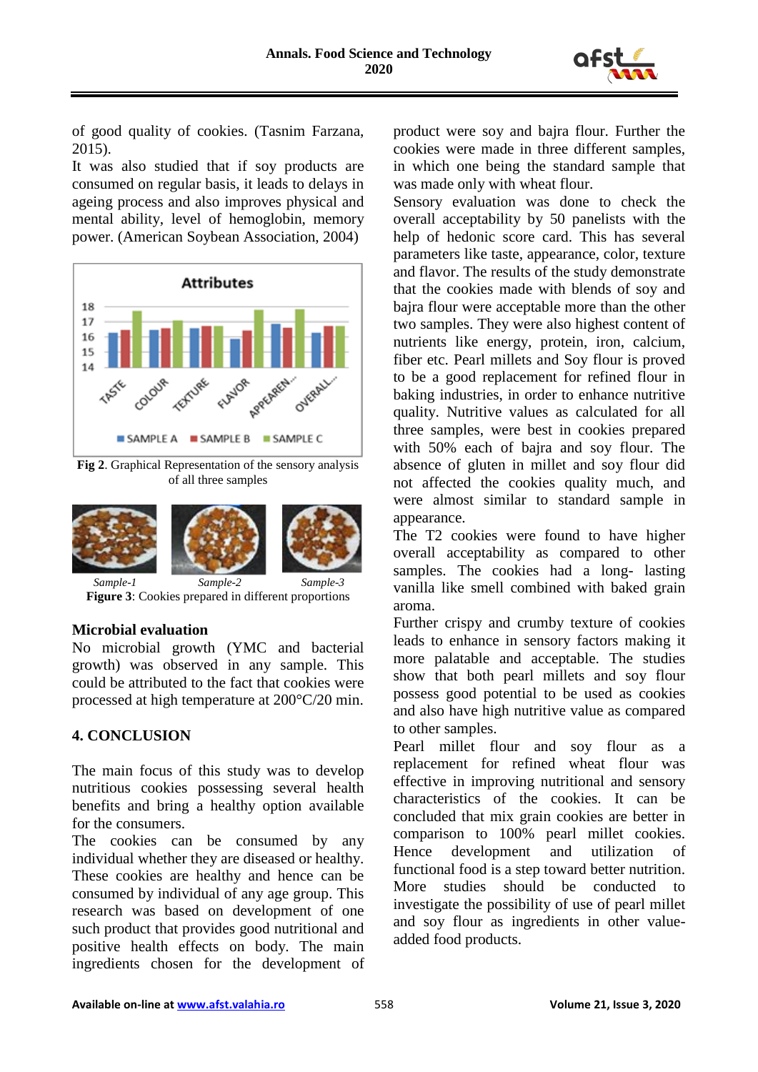of good quality of cookies. (Tasnim Farzana, 2015).

It was also studied that if soy products are consumed on regular basis, it leads to delays in ageing process and also improves physical and mental ability, level of hemoglobin, memory power. (American Soybean Association, 2004)

**Fig 2**. Graphical Representation of the sensory analysis of all three samples

*Sample-1* *Sample-2* *Sample-3*

**Figure 3**: Cookies prepared in different proportions

### Microbial evaluation

No microbial growth (YMC and bacterial growth) was observed in any sample. This could be attributed to the fact that cookies were processed at high temperature at 200°C/20 min.

## 4. CONCLUSION

The main focus of this study was to develop nutritious cookies possessing several health benefits and bring a healthy option available for the consumers.

The cookies can be consumed by any individual whether they are diseased or healthy. These cookies are healthy and hence can be consumed by individual of any age group. This research was based on development of one such product that provides good nutritional and positive health effects on body. The main ingredients chosen for the development of product were soy and bajra flour. Further the cookies were made in three different samples, in which one being the standard sample that was made only with wheat flour.

Sensory evaluation was done to check the overall acceptability by 50 panelists with the help of hedonic score card. This has several parameters like taste, appearance, color, texture and flavor. The results of the study demonstrate that the cookies made with blends of soy and bajra flour were acceptable more than the other two samples. They were also highest content of nutrients like energy, protein, iron, calcium, fiber etc. Pearl millets and Soy flour is proved to be a good replacement for refined flour in baking industries, in order to enhance nutritive quality. Nutritive values as calculated for all three samples, were best in cookies prepared with 50% each of bajra and soy flour. The absence of gluten in millet and soy flour did not affected the cookies quality much, and were almost similar to standard sample in appearance.

The T2 cookies were found to have higher overall acceptability as compared to other samples. The cookies had a long- lasting vanilla like smell combined with baked grain aroma.

Further crispy and crumby texture of cookies leads to enhance in sensory factors making it more palatable and acceptable. The studies show that both pearl millets and soy flour possess good potential to be used as cookies and also have high nutritive value as compared to other samples.

Pearl millet flour and soy flour as a replacement for refined wheat flour was effective in improving nutritional and sensory characteristics of the cookies. It can be concluded that mix grain cookies are better in comparison to 100% pearl millet cookies. Hence development and utilization of functional food is a step toward better nutrition. More studies should be conducted to investigate the possibility of use of pearl millet and soy flour as ingredients in other value-added food products.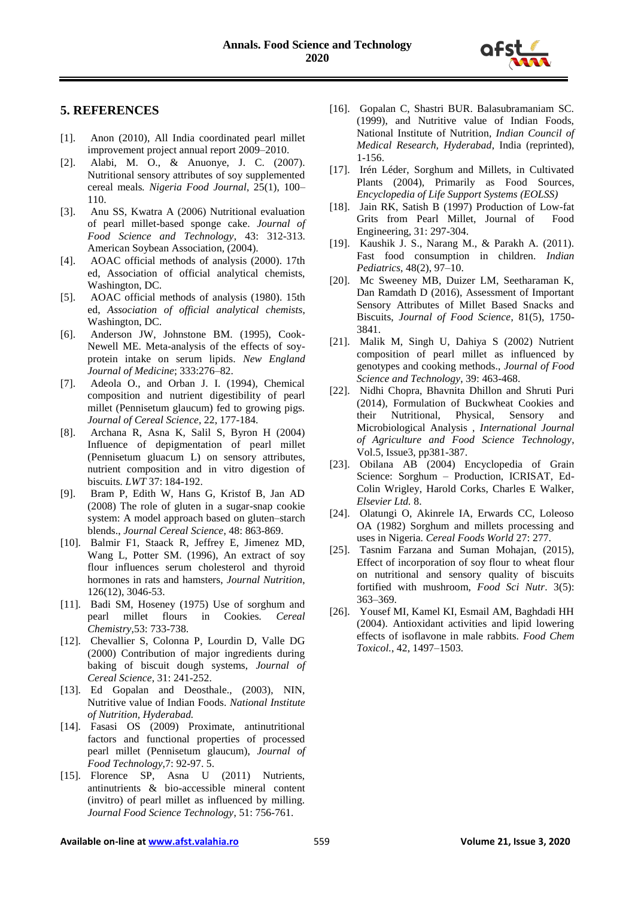## 5. REFERENCES

[1]. Anon (2010), All India coordinated pearl millet improvement project annual report 2009–2010.

[2]. Alabi, M. O., & Anuonye, J. C. (2007). Nutritional sensory attributes of soy supplemented cereal meals. *Nigeria Food Journal*, 25(1), 100–110.

[3]. Anu SS, Kwatra A (2006) Nutritional evaluation of pearl millet-based sponge cake. *Journal of Food Science and Technology*, 43: 312-313. American Soybean Association, (2004).

[4]. AOAC official methods of analysis (2000). 17th ed, Association of official analytical chemists, Washington, DC.

[5]. AOAC official methods of analysis (1980). 15th ed, *Association of official analytical chemists*, Washington, DC.

[6]. Anderson JW, Johnstone BM. (1995), Cook-Newell ME. Meta-analysis of the effects of soy-protein intake on serum lipids. *New England Journal of Medicine*; 333:276–82.

[7]. Adeola O., and Orban J. I. (1994), Chemical composition and nutrient digestibility of pearl millet (Pennisetum glaucum) fed to growing pigs. *Journal of Cereal Science*, 22, 177-184.

[8]. Archana R, Asna K, Salil S, Byron H (2004) Influence of depigmentation of pearl millet (Pennisetum gluacum L) on sensory attributes, nutrient composition and in vitro digestion of biscuits. *LWT* 37: 184-192.

[9]. Bram P, Edith W, Hans G, Kristof B, Jan AD (2008) The role of gluten in a sugar-snap cookie system: A model approach based on gluten–starch blends., *Journal Cereal Science*, 48: 863-869.

[10]. Balmir F1, Staack R, Jeffrey E, Jimenez MD, Wang L, Potter SM. (1996), An extract of soy flour influences serum cholesterol and thyroid hormones in rats and hamsters, *Journal Nutrition*, 126(12), 3046-53.

[11]. Badi SM, Hoseney (1975) Use of sorghum and pearl millet flours in Cookies. *Cereal Chemistry*,53: 733-738.

[12]. Chevallier S, Colonna P, Lourdin D, Valle DG (2000) Contribution of major ingredients during baking of biscuit dough systems, *Journal of Cereal Science*, 31: 241-252.

[13]. Ed Gopalan and Deosthale., (2003), NIN, Nutritive value of Indian Foods. *National Institute of Nutrition, Hyderabad.*

[14]. Fasasi OS (2009) Proximate, antinutritional factors and functional properties of processed pearl millet (Pennisetum glaucum), *Journal of Food Technology*,7: 92-97. 5.

[15]. Florence SP, Asna U (2011) Nutrients, antinutrients & bio-accessible mineral content (invitro) of pearl millet as influenced by milling. *Journal Food Science Technology*, 51: 756-761.

[16]. Gopalan C, Shastri BUR. Balasubramaniam SC. (1999), and Nutritive value of Indian Foods, National Institute of Nutrition, *Indian Council of Medical Research, Hyderabad*, India (reprinted), 1-156.

[17]. Irén Léder, Sorghum and Millets, in Cultivated Plants (2004), Primarily as Food Sources, *Encyclopedia of Life Support Systems (EOLSS)*

[18]. Jain RK, Satish B (1997) Production of Low-fat Grits from Pearl Millet, Journal of Food Engineering, 31: 297-304.

[19]. Kaushik J. S., Narang M., & Parakh A. (2011). Fast food consumption in children. *Indian Pediatrics*, 48(2), 97–10.

[20]. Mc Sweeney MB, Duizer LM, Seetharaman K, Dan Ramdath D (2016), Assessment of Important Sensory Attributes of Millet Based Snacks and Biscuits, *Journal of Food Science*, 81(5), 1750-3841.

[21]. Malik M, Singh U, Dahiya S (2002) Nutrient composition of pearl millet as influenced by genotypes and cooking methods., *Journal of Food Science and Technology*, 39: 463-468.

[22]. Nidhi Chopra, Bhavnita Dhillon and Shruti Puri (2014), Formulation of Buckwheat Cookies and their Nutritional, Physical, Sensory and Microbiological Analysis , *International Journal of Agriculture and Food Science Technology*, Vol.5, Issue3, pp381-387.

[23]. Obilana AB (2004) Encyclopedia of Grain Science: Sorghum – Production, ICRISAT, Ed-Colin Wrigley, Harold Corks, Charles E Walker, *Elsevier Ltd.* 8.

[24]. Olatungi O, Akinrele IA, Erwards CC, Loleoso OA (1982) Sorghum and millets processing and uses in Nigeria. *Cereal Foods World* 27: 277.

[25]. Tasnim Farzana and Suman Mohajan, (2015), Effect of incorporation of soy flour to wheat flour on nutritional and sensory quality of biscuits fortified with mushroom, *Food Sci Nutr*. 3(5): 363–369.

[26]. Yousef MI, Kamel KI, Esmail AM, Baghdadi HH (2004). Antioxidant activities and lipid lowering effects of isoflavone in male rabbits. *Food Chem Toxicol.*, 42, 1497–1503.